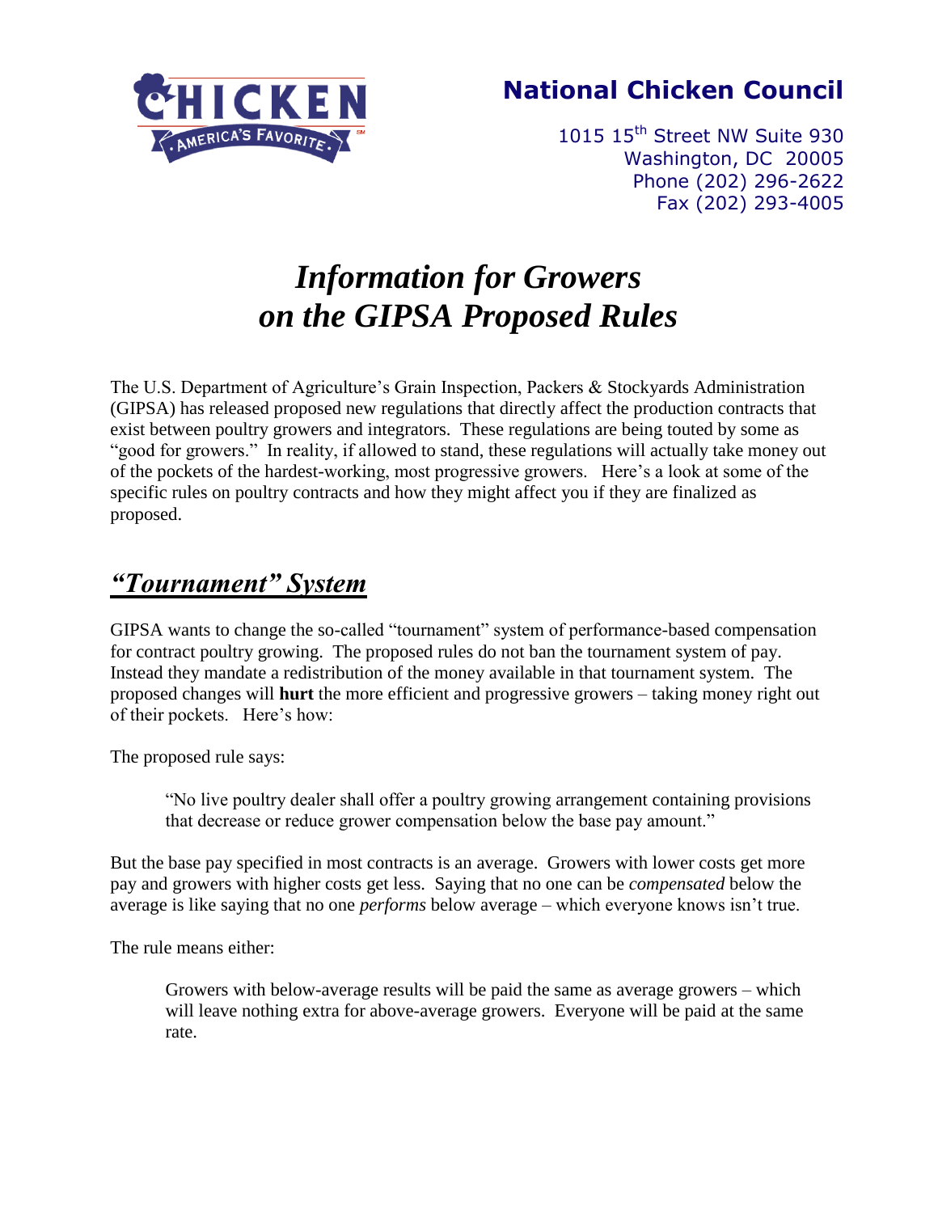**National Chicken Council**

1015 15th Street NW Suite 930
Washington, DC 20005
Phone (202) 296-2622
Fax (202) 293-4005

# *Information for Growers on the GIPSA Proposed Rules*

The U.S. Department of Agriculture's Grain Inspection, Packers & Stockyards Administration (GIPSA) has released proposed new regulations that directly affect the production contracts that exist between poultry growers and integrators. These regulations are being touted by some as "good for growers." In reality, if allowed to stand, these regulations will actually take money out of the pockets of the hardest-working, most progressive growers. Here's a look at some of the specific rules on poultry contracts and how they might affect you if they are finalized as proposed.

## *"Tournament" System*

GIPSA wants to change the so-called "tournament" system of performance-based compensation for contract poultry growing. The proposed rules do not ban the tournament system of pay. Instead they mandate a redistribution of the money available in that tournament system. The proposed changes will **hurt** the more efficient and progressive growers – taking money right out of their pockets. Here's how:

The proposed rule says:

> "No live poultry dealer shall offer a poultry growing arrangement containing provisions that decrease or reduce grower compensation below the base pay amount."

But the base pay specified in most contracts is an average. Growers with lower costs get more pay and growers with higher costs get less. Saying that no one can be *compensated* below the average is like saying that no one *performs* below average – which everyone knows isn't true.

The rule means either:

> Growers with below-average results will be paid the same as average growers – which will leave nothing extra for above-average growers. Everyone will be paid at the same rate.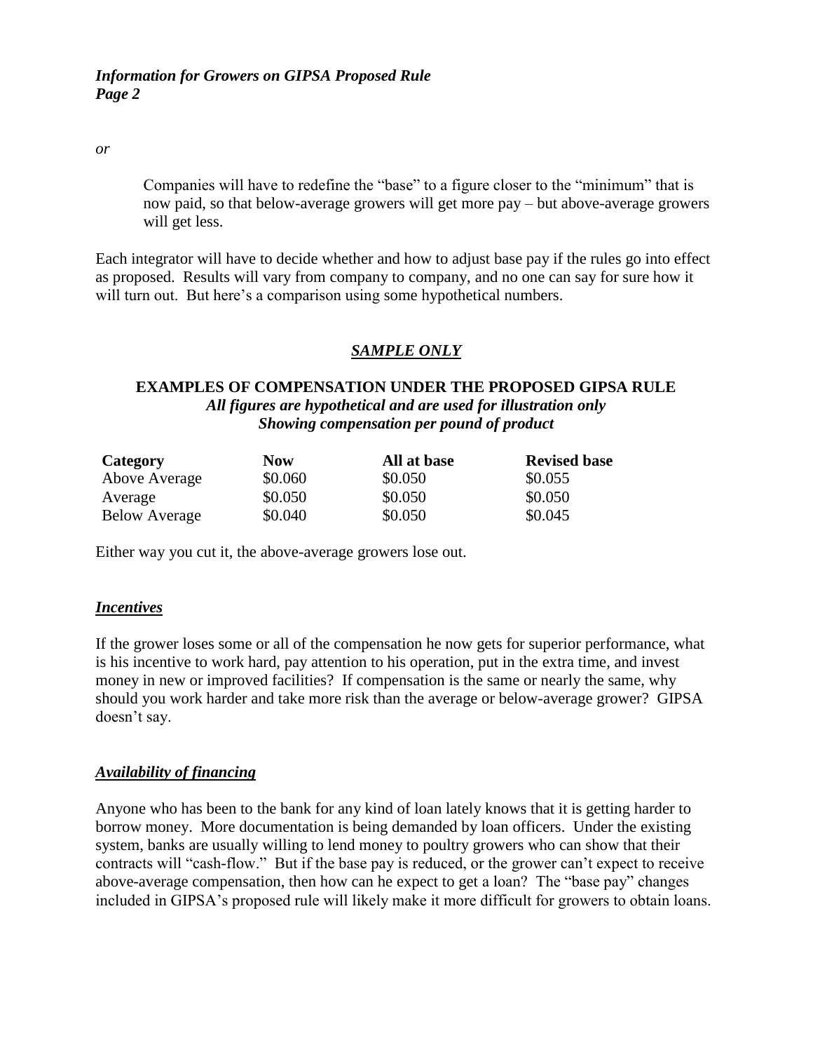*or*

> Companies will have to redefine the "base" to a figure closer to the "minimum" that is now paid, so that below-average growers will get more pay – but above-average growers will get less.

Each integrator will have to decide whether and how to adjust base pay if the rules go into effect as proposed. Results will vary from company to company, and no one can say for sure how it will turn out. But here's a comparison using some hypothetical numbers.

***<u>SAMPLE ONLY</u>***

**EXAMPLES OF COMPENSATION UNDER THE PROPOSED GIPSA RULE**
***All figures are hypothetical and are used for illustration only***
***Showing compensation per pound of product***

| Category | Now | All at base | Revised base |
|---|---|---|---|
| Above Average | $0.060 | $0.050 | $0.055 |
| Average | $0.050 | $0.050 | $0.050 |
| Below Average | $0.040 | $0.050 | $0.045 |

Either way you cut it, the above-average growers lose out.

### ***<u>Incentives</u>***

If the grower loses some or all of the compensation he now gets for superior performance, what is his incentive to work hard, pay attention to his operation, put in the extra time, and invest money in new or improved facilities? If compensation is the same or nearly the same, why should you work harder and take more risk than the average or below-average grower? GIPSA doesn't say.

### ***<u>Availability of financing</u>***

Anyone who has been to the bank for any kind of loan lately knows that it is getting harder to borrow money. More documentation is being demanded by loan officers. Under the existing system, banks are usually willing to lend money to poultry growers who can show that their contracts will "cash-flow." But if the base pay is reduced, or the grower can't expect to receive above-average compensation, then how can he expect to get a loan? The "base pay" changes included in GIPSA's proposed rule will likely make it more difficult for growers to obtain loans.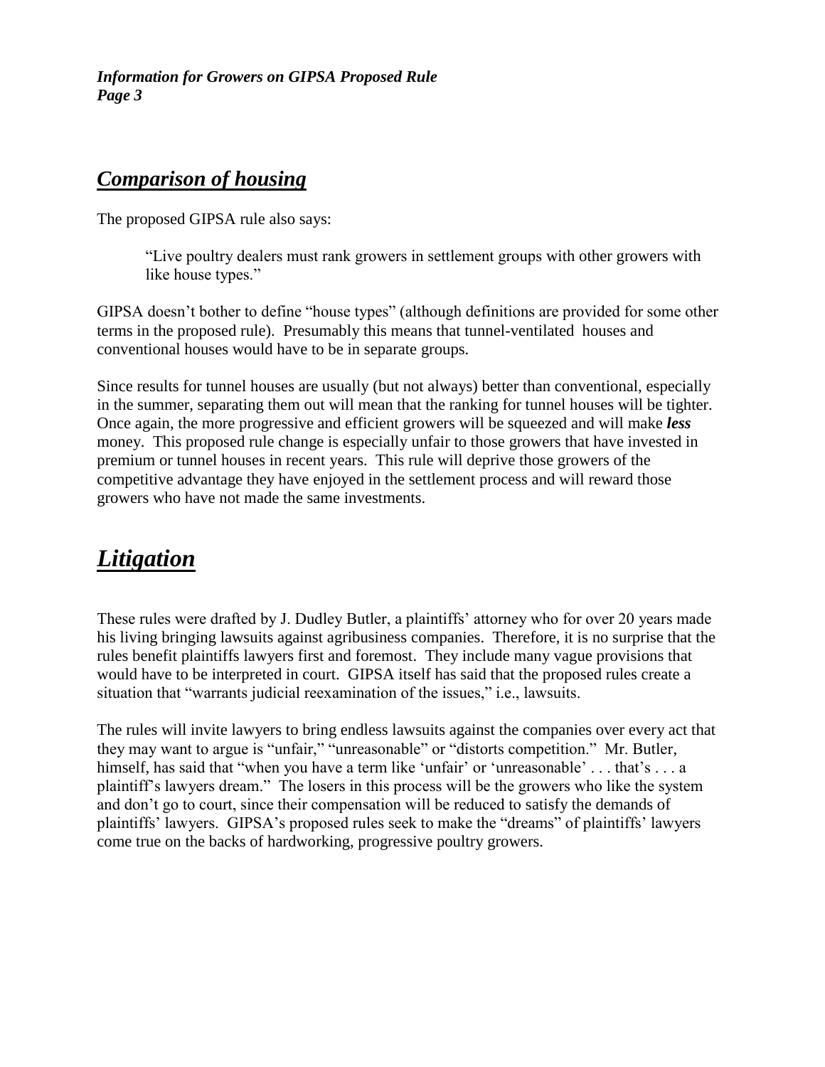## ***Comparison of housing***

The proposed GIPSA rule also says:

> "Live poultry dealers must rank growers in settlement groups with other growers with like house types."

GIPSA doesn't bother to define "house types" (although definitions are provided for some other terms in the proposed rule). Presumably this means that tunnel-ventilated houses and conventional houses would have to be in separate groups.

Since results for tunnel houses are usually (but not always) better than conventional, especially in the summer, separating them out will mean that the ranking for tunnel houses will be tighter. Once again, the more progressive and efficient growers will be squeezed and will make ***less*** money. This proposed rule change is especially unfair to those growers that have invested in premium or tunnel houses in recent years. This rule will deprive those growers of the competitive advantage they have enjoyed in the settlement process and will reward those growers who have not made the same investments.

# ***Litigation***

These rules were drafted by J. Dudley Butler, a plaintiffs' attorney who for over 20 years made his living bringing lawsuits against agribusiness companies. Therefore, it is no surprise that the rules benefit plaintiffs lawyers first and foremost. They include many vague provisions that would have to be interpreted in court. GIPSA itself has said that the proposed rules create a situation that "warrants judicial reexamination of the issues," i.e., lawsuits.

The rules will invite lawyers to bring endless lawsuits against the companies over every act that they may want to argue is "unfair," "unreasonable" or "distorts competition." Mr. Butler, himself, has said that "when you have a term like 'unfair' or 'unreasonable' . . . that's . . . a plaintiff's lawyers dream." The losers in this process will be the growers who like the system and don't go to court, since their compensation will be reduced to satisfy the demands of plaintiffs' lawyers. GIPSA's proposed rules seek to make the "dreams" of plaintiffs' lawyers come true on the backs of hardworking, progressive poultry growers.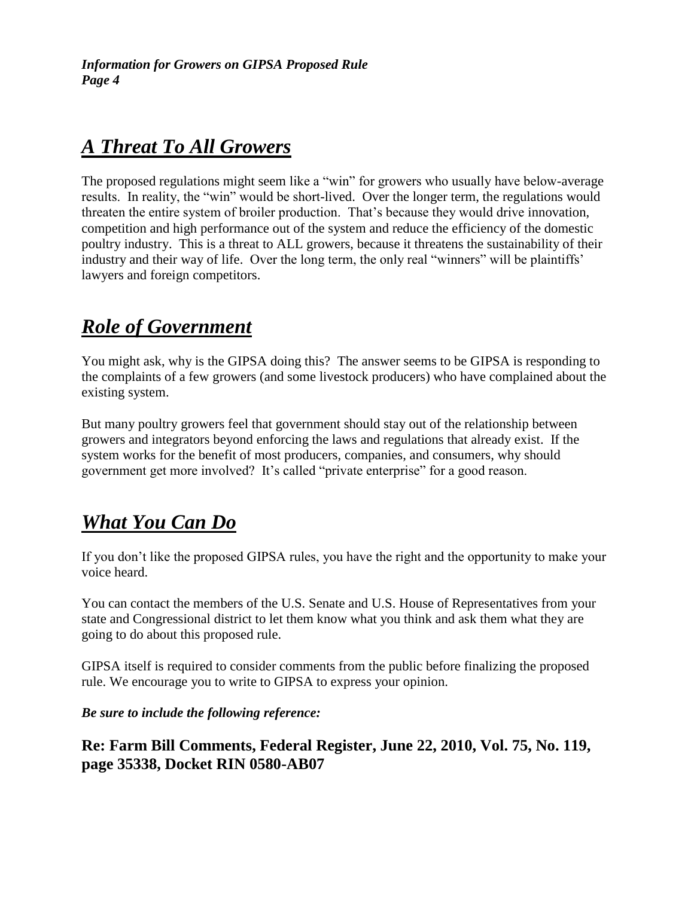## ***A Threat To All Growers***

The proposed regulations might seem like a "win" for growers who usually have below-average results. In reality, the "win" would be short-lived. Over the longer term, the regulations would threaten the entire system of broiler production. That's because they would drive innovation, competition and high performance out of the system and reduce the efficiency of the domestic poultry industry. This is a threat to ALL growers, because it threatens the sustainability of their industry and their way of life. Over the long term, the only real "winners" will be plaintiffs' lawyers and foreign competitors.

## ***Role of Government***

You might ask, why is the GIPSA doing this? The answer seems to be GIPSA is responding to the complaints of a few growers (and some livestock producers) who have complained about the existing system.

But many poultry growers feel that government should stay out of the relationship between growers and integrators beyond enforcing the laws and regulations that already exist. If the system works for the benefit of most producers, companies, and consumers, why should government get more involved? It's called "private enterprise" for a good reason.

## ***What You Can Do***

If you don't like the proposed GIPSA rules, you have the right and the opportunity to make your voice heard.

You can contact the members of the U.S. Senate and U.S. House of Representatives from your state and Congressional district to let them know what you think and ask them what they are going to do about this proposed rule.

GIPSA itself is required to consider comments from the public before finalizing the proposed rule. We encourage you to write to GIPSA to express your opinion.

***Be sure to include the following reference:***

**Re: Farm Bill Comments, Federal Register, June 22, 2010, Vol. 75, No. 119, page 35338, Docket RIN 0580-AB07**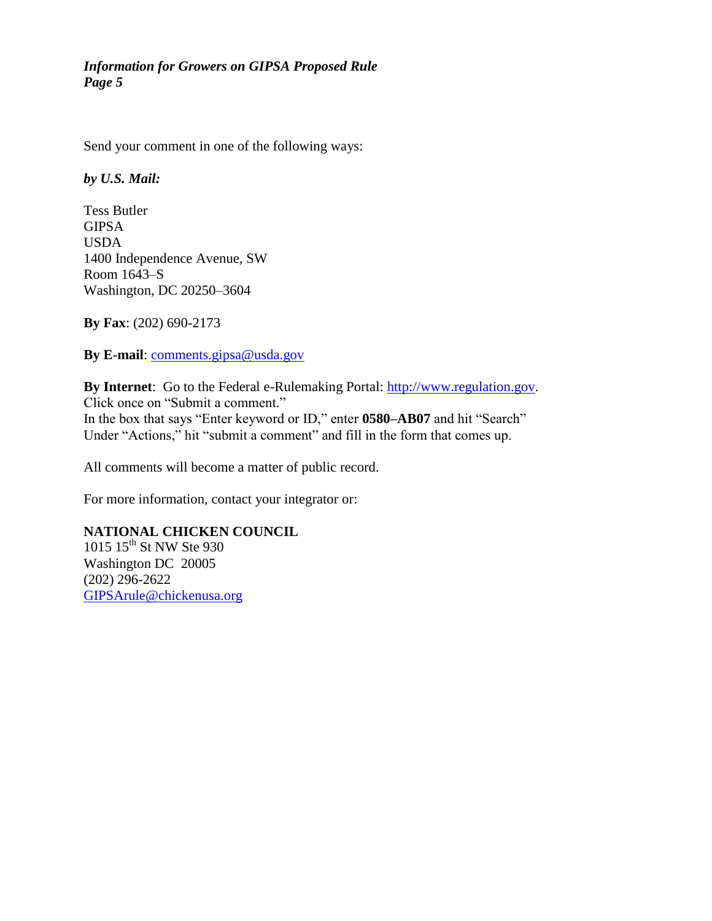Send your comment in one of the following ways:

***by U.S. Mail:***

Tess Butler
GIPSA
USDA
1400 Independence Avenue, SW
Room 1643–S
Washington, DC 20250–3604

**By Fax**: (202) 690-2173

**By E-mail**: comments.gipsa@usda.gov

**By Internet**: Go to the Federal e-Rulemaking Portal: http://www.regulation.gov.
Click once on "Submit a comment."
In the box that says "Enter keyword or ID," enter **0580–AB07** and hit "Search"
Under "Actions," hit "submit a comment" and fill in the form that comes up.

All comments will become a matter of public record.

For more information, contact your integrator or:

**NATIONAL CHICKEN COUNCIL**
1015 15th St NW Ste 930
Washington DC 20005
(202) 296-2622
GIPSArule@chickenusa.org